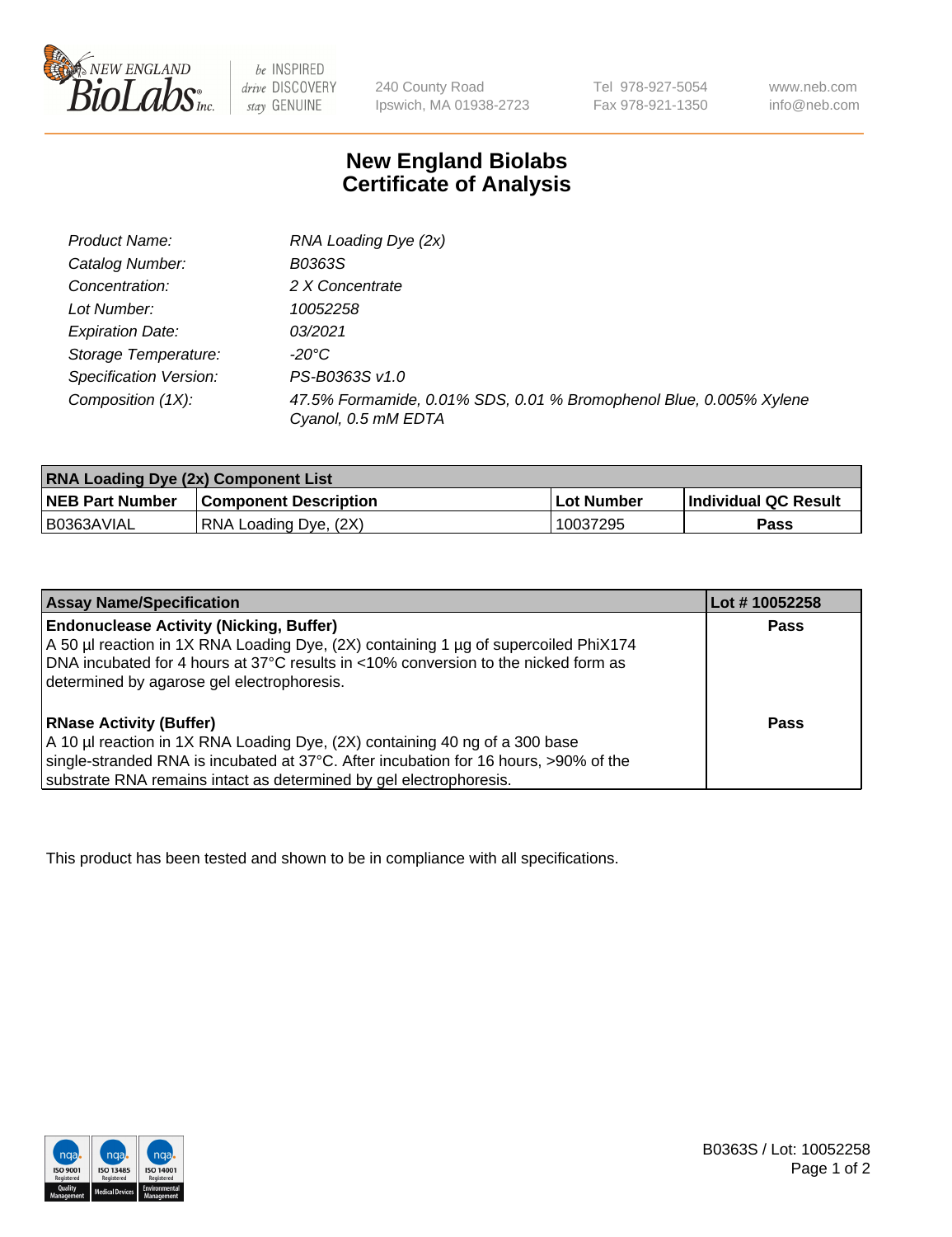New England BioLabs Inc. — be INSPIRED drive DISCOVERY stay GENUINE

240 County Road
Ipswich, MA 01938-2723

Tel 978-927-5054
Fax 978-921-1350

www.neb.com
info@neb.com

# New England Biolabs
# Certificate of Analysis

| | |
|---|---|
| *Product Name:* | *RNA Loading Dye (2x)* |
| *Catalog Number:* | *B0363S* |
| *Concentration:* | *2 X Concentrate* |
| *Lot Number:* | *10052258* |
| *Expiration Date:* | *03/2021* |
| *Storage Temperature:* | *-20°C* |
| *Specification Version:* | *PS-B0363S v1.0* |
| *Composition (1X):* | *47.5% Formamide, 0.01% SDS, 0.01 % Bromophenol Blue, 0.005% Xylene Cyanol, 0.5 mM EDTA* |

| **RNA Loading Dye (2x) Component List** | | | |
|---|---|---|---|
| **NEB Part Number** | **Component Description** | **Lot Number** | **Individual QC Result** |
| B0363AVIAL | RNA Loading Dye, (2X) | 10037295 | **Pass** |

| **Assay Name/Specification** | **Lot # 10052258** |
|---|---|
| **Endonuclease Activity (Nicking, Buffer)**<br>A 50 µl reaction in 1X RNA Loading Dye, (2X) containing 1 µg of supercoiled PhiX174 DNA incubated for 4 hours at 37°C results in <10% conversion to the nicked form as determined by agarose gel electrophoresis. | **Pass** |
| **RNase Activity (Buffer)**<br>A 10 µl reaction in 1X RNA Loading Dye, (2X) containing 40 ng of a 300 base single-stranded RNA is incubated at 37°C. After incubation for 16 hours, >90% of the substrate RNA remains intact as determined by gel electrophoresis. | **Pass** |

This product has been tested and shown to be in compliance with all specifications.

B0363S / Lot: 10052258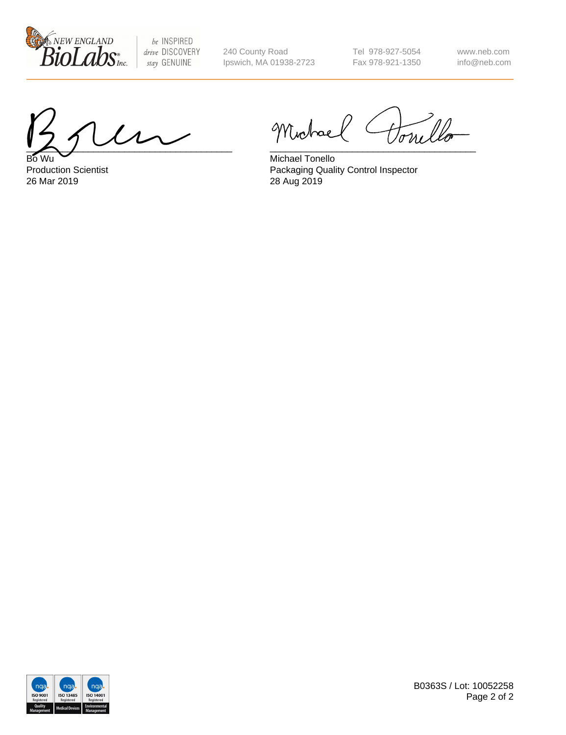Bo Wu
Production Scientist
26 Mar 2019

Michael Tonello
Packaging Quality Control Inspector
28 Aug 2019

B0363S / Lot: 10052258